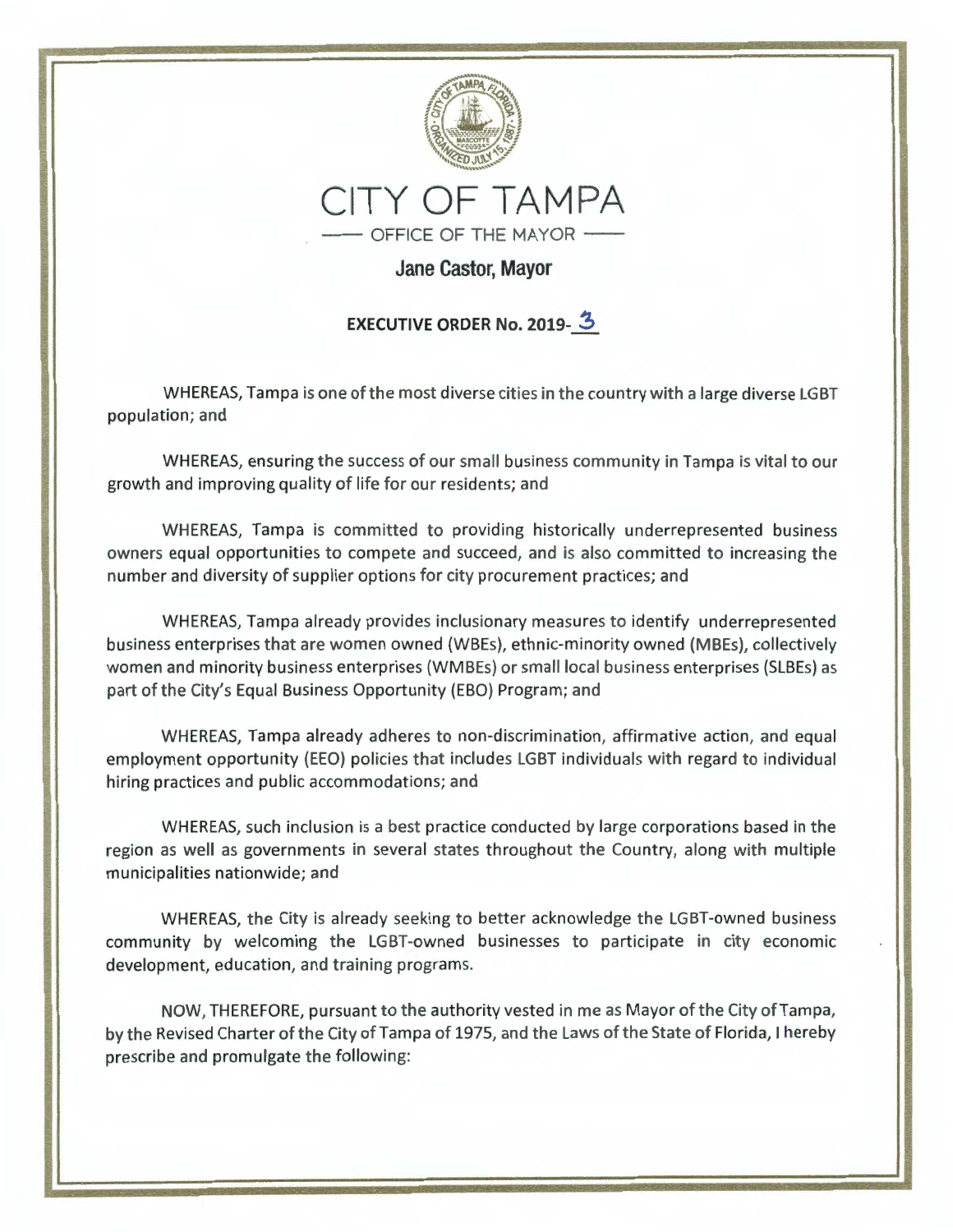# CITY OF TAMPA

OFFICE OF THE MAYOR

**Jane Castor, Mayor**

## EXECUTIVE ORDER No. 2019-3

WHEREAS, Tampa is one of the most diverse cities in the country with a large diverse LGBT population; and

WHEREAS, ensuring the success of our small business community in Tampa is vital to our growth and improving quality of life for our residents; and

WHEREAS, Tampa is committed to providing historically underrepresented business owners equal opportunities to compete and succeed, and is also committed to increasing the number and diversity of supplier options for city procurement practices; and

WHEREAS, Tampa already provides inclusionary measures to identify underrepresented business enterprises that are women owned (WBEs), ethnic-minority owned (MBEs), collectively women and minority business enterprises (WMBEs) or small local business enterprises (SLBEs) as part of the City's Equal Business Opportunity (EBO) Program; and

WHEREAS, Tampa already adheres to non-discrimination, affirmative action, and equal employment opportunity (EEO) policies that includes LGBT individuals with regard to individual hiring practices and public accommodations; and

WHEREAS, such inclusion is a best practice conducted by large corporations based in the region as well as governments in several states throughout the Country, along with multiple municipalities nationwide; and

WHEREAS, the City is already seeking to better acknowledge the LGBT-owned business community by welcoming the LGBT-owned businesses to participate in city economic development, education, and training programs.

NOW, THEREFORE, pursuant to the authority vested in me as Mayor of the City of Tampa, by the Revised Charter of the City of Tampa of 1975, and the Laws of the State of Florida, I hereby prescribe and promulgate the following: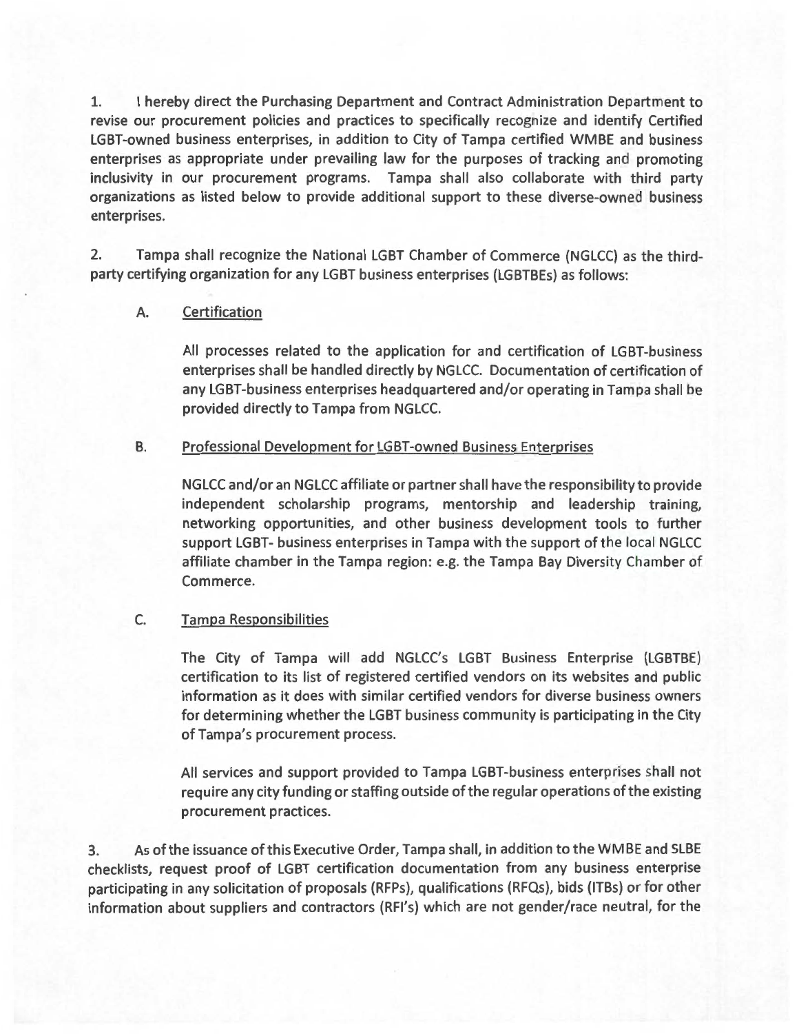1. I hereby direct the Purchasing Department and Contract Administration Department to revise our procurement policies and practices to specifically recognize and identify Certified LGBT-owned business enterprises, in addition to City of Tampa certified WMBE and business enterprises as appropriate under prevailing law for the purposes of tracking and promoting inclusivity in our procurement programs. Tampa shall also collaborate with third party organizations as listed below to provide additional support to these diverse-owned business enterprises.

2. Tampa shall recognize the National LGBT Chamber of Commerce (NGLCC) as the third-party certifying organization for any LGBT business enterprises (LGBTBEs) as follows:

   A. <u>Certification</u>

      All processes related to the application for and certification of LGBT-business enterprises shall be handled directly by NGLCC. Documentation of certification of any LGBT-business enterprises headquartered and/or operating in Tampa shall be provided directly to Tampa from NGLCC.

   B. <u>Professional Development for LGBT-owned Business Enterprises</u>

      NGLCC and/or an NGLCC affiliate or partner shall have the responsibility to provide independent scholarship programs, mentorship and leadership training, networking opportunities, and other business development tools to further support LGBT- business enterprises in Tampa with the support of the local NGLCC affiliate chamber in the Tampa region: e.g. the Tampa Bay Diversity Chamber of Commerce.

   C. <u>Tampa Responsibilities</u>

      The City of Tampa will add NGLCC's LGBT Business Enterprise (LGBTBE) certification to its list of registered certified vendors on its websites and public information as it does with similar certified vendors for diverse business owners for determining whether the LGBT business community is participating in the City of Tampa's procurement process.

      All services and support provided to Tampa LGBT-business enterprises shall not require any city funding or staffing outside of the regular operations of the existing procurement practices.

3. As of the issuance of this Executive Order, Tampa shall, in addition to the WMBE and SLBE checklists, request proof of LGBT certification documentation from any business enterprise participating in any solicitation of proposals (RFPs), qualifications (RFQs), bids (ITBs) or for other information about suppliers and contractors (RFI's) which are not gender/race neutral, for the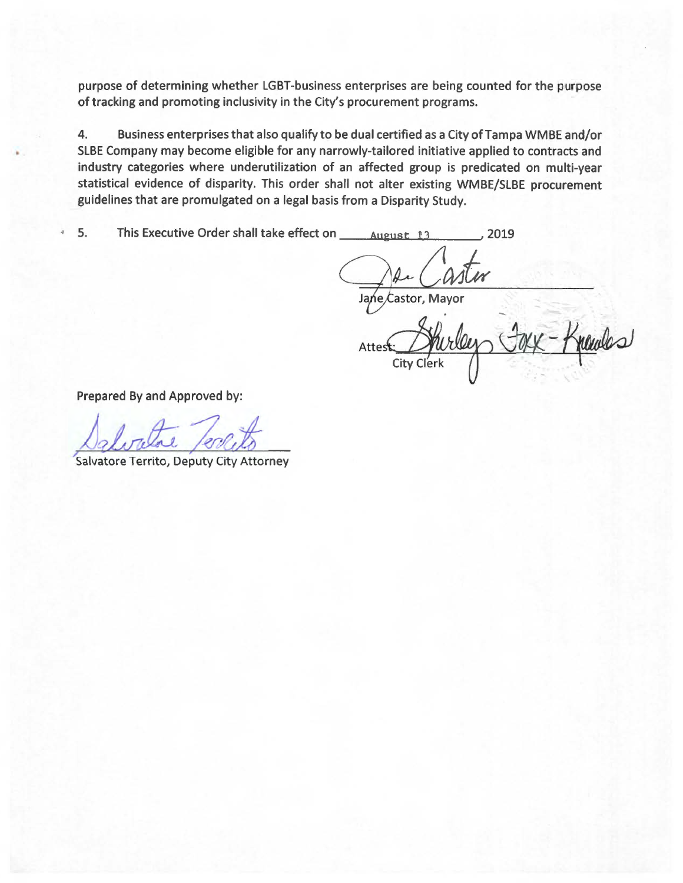purpose of determining whether LGBT-business enterprises are being counted for the purpose of tracking and promoting inclusivity in the City's procurement programs.

4. Business enterprises that also qualify to be dual certified as a City of Tampa WMBE and/or SLBE Company may become eligible for any narrowly-tailored initiative applied to contracts and industry categories where underutilization of an affected group is predicated on multi-year statistical evidence of disparity. This order shall not alter existing WMBE/SLBE procurement guidelines that are promulgated on a legal basis from a Disparity Study.

5. This Executive Order shall take effect on August 13, 2019

Jane Castor, Mayor

Attest: City Clerk

Prepared By and Approved by:

Salvatore Territo, Deputy City Attorney